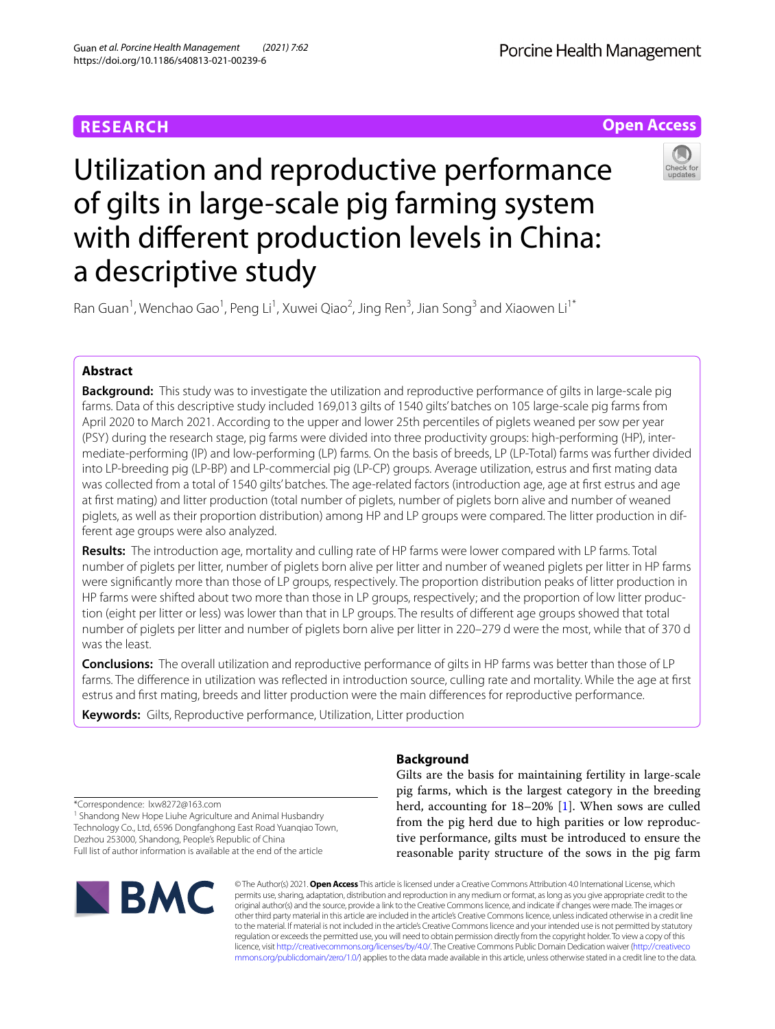RESEARCH

Open Access

# Utilization and reproductive performance of gilts in large-scale pig farming system with different production levels in China: a descriptive study

Ran Guan[1], Wenchao Gao[1], Peng Li[1], Xuwei Qiao[2], Jing Ren[3], Jian Song[3] and Xiaowen Li[1*]

## Abstract

**Background:** This study was to investigate the utilization and reproductive performance of gilts in large-scale pig farms. Data of this descriptive study included 169,013 gilts of 1540 gilts' batches on 105 large-scale pig farms from April 2020 to March 2021. According to the upper and lower 25th percentiles of piglets weaned per sow per year (PSY) during the research stage, pig farms were divided into three productivity groups: high-performing (HP), intermediate-performing (IP) and low-performing (LP) farms. On the basis of breeds, LP (LP-Total) farms was further divided into LP-breeding pig (LP-BP) and LP-commercial pig (LP-CP) groups. Average utilization, estrus and first mating data was collected from a total of 1540 gilts' batches. The age-related factors (introduction age, age at first estrus and age at first mating) and litter production (total number of piglets, number of piglets born alive and number of weaned piglets, as well as their proportion distribution) among HP and LP groups were compared. The litter production in different age groups were also analyzed.

**Results:** The introduction age, mortality and culling rate of HP farms were lower compared with LP farms. Total number of piglets per litter, number of piglets born alive per litter and number of weaned piglets per litter in HP farms were significantly more than those of LP groups, respectively. The proportion distribution peaks of litter production in HP farms were shifted about two more than those in LP groups, respectively; and the proportion of low litter production (eight per litter or less) was lower than that in LP groups. The results of different age groups showed that total number of piglets per litter and number of piglets born alive per litter in 220–279 d were the most, while that of 370 d was the least.

**Conclusions:** The overall utilization and reproductive performance of gilts in HP farms was better than those of LP farms. The difference in utilization was reflected in introduction source, culling rate and mortality. While the age at first estrus and first mating, breeds and litter production were the main differences for reproductive performance.

**Keywords:** Gilts, Reproductive performance, Utilization, Litter production

*Correspondence: lxw8272@163.com
[1] Shandong New Hope Liuhe Agriculture and Animal Husbandry Technology Co., Ltd, 6596 Dongfanghong East Road Yuanqiao Town, Dezhou 253000, Shandong, People's Republic of China
Full list of author information is available at the end of the article

## Background

Gilts are the basis for maintaining fertility in large-scale pig farms, which is the largest category in the breeding herd, accounting for 18–20% [1]. When sows are culled from the pig herd due to high parities or low reproductive performance, gilts must be introduced to ensure the reasonable parity structure of the sows in the pig farm

© The Author(s) 2021. **Open Access** This article is licensed under a Creative Commons Attribution 4.0 International License, which permits use, sharing, adaptation, distribution and reproduction in any medium or format, as long as you give appropriate credit to the original author(s) and the source, provide a link to the Creative Commons licence, and indicate if changes were made. The images or other third party material in this article are included in the article's Creative Commons licence, unless indicated otherwise in a credit line to the material. If material is not included in the article's Creative Commons licence and your intended use is not permitted by statutory regulation or exceeds the permitted use, you will need to obtain permission directly from the copyright holder. To view a copy of this licence, visit http://creativecommons.org/licenses/by/4.0/. The Creative Commons Public Domain Dedication waiver (http://creativecommons.org/publicdomain/zero/1.0/) applies to the data made available in this article, unless otherwise stated in a credit line to the data.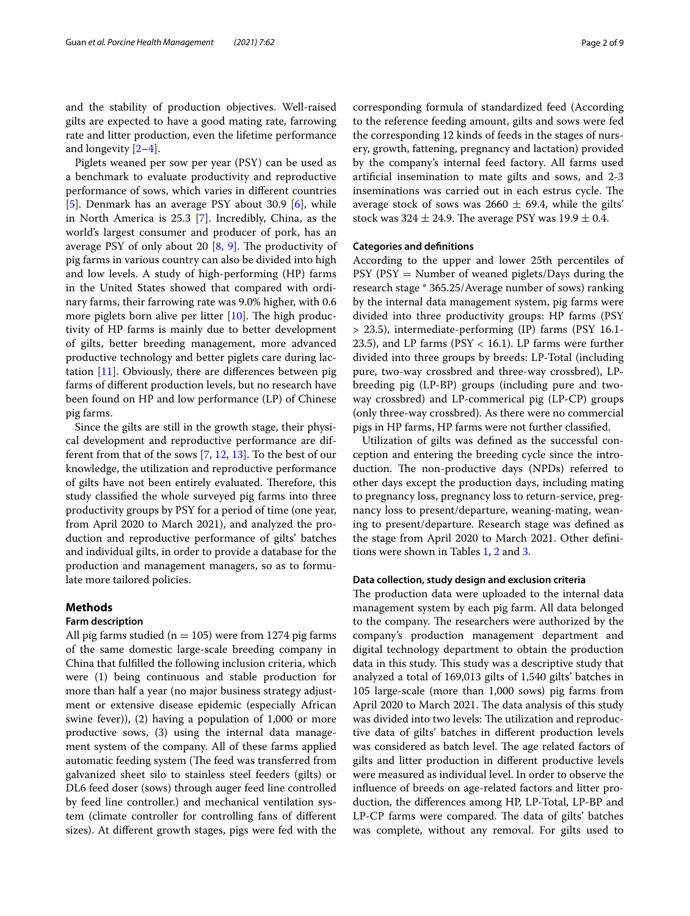and the stability of production objectives. Well-raised gilts are expected to have a good mating rate, farrowing rate and litter production, even the lifetime performance and longevity [2–4].

Piglets weaned per sow per year (PSY) can be used as a benchmark to evaluate productivity and reproductive performance of sows, which varies in different countries [5]. Denmark has an average PSY about 30.9 [6], while in North America is 25.3 [7]. Incredibly, China, as the world's largest consumer and producer of pork, has an average PSY of only about 20 [8, 9]. The productivity of pig farms in various country can also be divided into high and low levels. A study of high-performing (HP) farms in the United States showed that compared with ordinary farms, their farrowing rate was 9.0% higher, with 0.6 more piglets born alive per litter [10]. The high productivity of HP farms is mainly due to better development of gilts, better breeding management, more advanced productive technology and better piglets care during lactation [11]. Obviously, there are differences between pig farms of different production levels, but no research have been found on HP and low performance (LP) of Chinese pig farms.

Since the gilts are still in the growth stage, their physical development and reproductive performance are different from that of the sows [7, 12, 13]. To the best of our knowledge, the utilization and reproductive performance of gilts have not been entirely evaluated. Therefore, this study classified the whole surveyed pig farms into three productivity groups by PSY for a period of time (one year, from April 2020 to March 2021), and analyzed the production and reproductive performance of gilts' batches and individual gilts, in order to provide a database for the production and management managers, so as to formulate more tailored policies.

## Methods

### Farm description

All pig farms studied (n = 105) were from 1274 pig farms of the same domestic large-scale breeding company in China that fulfilled the following inclusion criteria, which were (1) being continuous and stable production for more than half a year (no major business strategy adjustment or extensive disease epidemic (especially African swine fever)), (2) having a population of 1,000 or more productive sows, (3) using the internal data management system of the company. All of these farms applied automatic feeding system (The feed was transferred from galvanized sheet silo to stainless steel feeders (gilts) or DL6 feed doser (sows) through auger feed line controlled by feed line controller.) and mechanical ventilation system (climate controller for controlling fans of different sizes). At different growth stages, pigs were fed with the corresponding formula of standardized feed (According to the reference feeding amount, gilts and sows were fed the corresponding 12 kinds of feeds in the stages of nursery, growth, fattening, pregnancy and lactation) provided by the company's internal feed factory. All farms used artificial insemination to mate gilts and sows, and 2-3 inseminations was carried out in each estrus cycle. The average stock of sows was 2660 ± 69.4, while the gilts' stock was 324 ± 24.9. The average PSY was 19.9 ± 0.4.

### Categories and definitions

According to the upper and lower 25th percentiles of PSY (PSY = Number of weaned piglets/Days during the research stage * 365.25/Average number of sows) ranking by the internal data management system, pig farms were divided into three productivity groups: HP farms (PSY > 23.5), intermediate-performing (IP) farms (PSY 16.1-23.5), and LP farms (PSY < 16.1). LP farms were further divided into three groups by breeds: LP-Total (including pure, two-way crossbred and three-way crossbred), LP-breeding pig (LP-BP) groups (including pure and two-way crossbred) and LP-commerical pig (LP-CP) groups (only three-way crossbred). As there were no commercial pigs in HP farms, HP farms were not further classified.

Utilization of gilts was defined as the successful conception and entering the breeding cycle since the introduction. The non-productive days (NPDs) referred to other days except the production days, including mating to pregnancy loss, pregnancy loss to return-service, pregnancy loss to present/departure, weaning-mating, weaning to present/departure. Research stage was defined as the stage from April 2020 to March 2021. Other definitions were shown in Tables 1, 2 and 3.

### Data collection, study design and exclusion criteria

The production data were uploaded to the internal data management system by each pig farm. All data belonged to the company. The researchers were authorized by the company's production management department and digital technology department to obtain the production data in this study. This study was a descriptive study that analyzed a total of 169,013 gilts of 1,540 gilts' batches in 105 large-scale (more than 1,000 sows) pig farms from April 2020 to March 2021. The data analysis of this study was divided into two levels: The utilization and reproductive data of gilts' batches in different production levels was considered as batch level. The age related factors of gilts and litter production in different productive levels were measured as individual level. In order to observe the influence of breeds on age-related factors and litter production, the differences among HP, LP-Total, LP-BP and LP-CP farms were compared. The data of gilts' batches was complete, without any removal. For gilts used to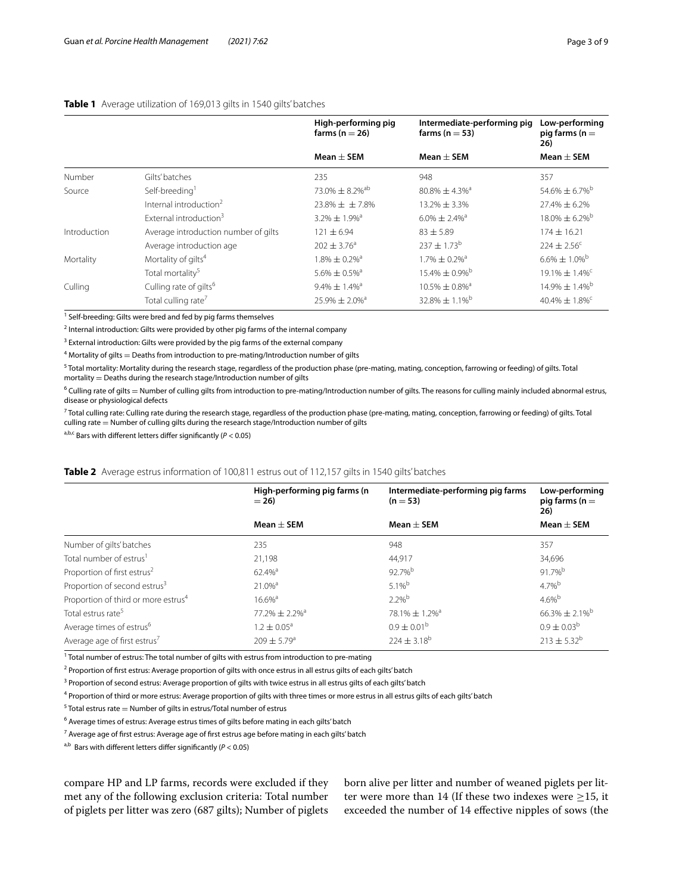**Table 1** Average utilization of 169,013 gilts in 1540 gilts' batches

| | | High-performing pig farms (n = 26) | Intermediate-performing pig farms (n = 53) | Low-performing pig farms (n = 26) |
|---|---|---|---|---|
| | | Mean ± SEM | Mean ± SEM | Mean ± SEM |
| Number | Gilts' batches | 235 | 948 | 357 |
| Source | Self-breeding[1] | 73.0% ± 8.2%[ab] | 80.8% ± 4.3%[a] | 54.6% ± 6.7%[b] |
| | Internal introduction[2] | 23.8% ± ± 7.8% | 13.2% ± 3.3% | 27.4% ± 6.2% |
| | External introduction[3] | 3.2% ± 1.9%[a] | 6.0% ± 2.4%[a] | 18.0% ± 6.2%[b] |
| Introduction | Average introduction number of gilts | 121 ± 6.94 | 83 ± 5.89 | 174 ± 16.21 |
| | Average introduction age | 202 ± 3.76[a] | 237 ± 1.73[b] | 224 ± 2.56[c] |
| Mortality | Mortality of gilts[4] | 1.8% ± 0.2%[a] | 1.7% ± 0.2%[a] | 6.6% ± 1.0%[b] |
| | Total mortality[5] | 5.6% ± 0.5%[a] | 15.4% ± 0.9%[b] | 19.1% ± 1.4%[c] |
| Culling | Culling rate of gilts[6] | 9.4% ± 1.4%[a] | 10.5% ± 0.8%[a] | 14.9% ± 1.4%[b] |
| | Total culling rate[7] | 25.9% ± 2.0%[a] | 32.8% ± 1.1%[b] | 40.4% ± 1.8%[c] |

[1] Self-breeding: Gilts were bred and fed by pig farms themselves

[2] Internal introduction: Gilts were provided by other pig farms of the internal company

[3] External introduction: Gilts were provided by the pig farms of the external company

[4] Mortality of gilts = Deaths from introduction to pre-mating/Introduction number of gilts

[5] Total mortality: Mortality during the research stage, regardless of the production phase (pre-mating, mating, conception, farrowing or feeding) of gilts. Total mortality = Deaths during the research stage/Introduction number of gilts

[6] Culling rate of gilts = Number of culling gilts from introduction to pre-mating/Introduction number of gilts. The reasons for culling mainly included abnormal estrus, disease or physiological defects

[7] Total culling rate: Culling rate during the research stage, regardless of the production phase (pre-mating, mating, conception, farrowing or feeding) of gilts. Total culling rate = Number of culling gilts during the research stage/Introduction number of gilts

[a,b,c] Bars with different letters differ significantly ($P < 0.05$)

**Table 2** Average estrus information of 100,811 estrus out of 112,157 gilts in 1540 gilts' batches

| | High-performing pig farms (n = 26) | Intermediate-performing pig farms (n = 53) | Low-performing pig farms (n = 26) |
|---|---|---|---|
| | Mean ± SEM | Mean ± SEM | Mean ± SEM |
| Number of gilts' batches | 235 | 948 | 357 |
| Total number of estrus[1] | 21,198 | 44,917 | 34,696 |
| Proportion of first estrus[2] | 62.4%[a] | 92.7%[b] | 91.7%[b] |
| Proportion of second estrus[3] | 21.0%[a] | 5.1%[b] | 4.7%[b] |
| Proportion of third or more estrus[4] | 16.6%[a] | 2.2%[b] | 4.6%[b] |
| Total estrus rate[5] | 77.2% ± 2.2%[a] | 78.1% ± 1.2%[a] | 66.3% ± 2.1%[b] |
| Average times of estrus[6] | 1.2 ± 0.05[a] | 0.9 ± 0.01[b] | 0.9 ± 0.03[b] |
| Average age of first estrus[7] | 209 ± 5.79[a] | 224 ± 3.18[b] | 213 ± 5.32[b] |

[1] Total number of estrus: The total number of gilts with estrus from introduction to pre-mating

[2] Proportion of first estrus: Average proportion of gilts with once estrus in all estrus gilts of each gilts' batch

[3] Proportion of second estrus: Average proportion of gilts with twice estrus in all estrus gilts of each gilts' batch

[4] Proportion of third or more estrus: Average proportion of gilts with three times or more estrus in all estrus gilts of each gilts' batch

[5] Total estrus rate = Number of gilts in estrus/Total number of estrus

[6] Average times of estrus: Average estrus times of gilts before mating in each gilts' batch

[7] Average age of first estrus: Average age of first estrus age before mating in each gilts' batch

[a,b] Bars with different letters differ significantly ($P < 0.05$)

compare HP and LP farms, records were excluded if they met any of the following exclusion criteria: Total number of piglets per litter was zero (687 gilts); Number of piglets born alive per litter and number of weaned piglets per litter were more than 14 (If these two indexes were ≥15, it exceeded the number of 14 effective nipples of sows (the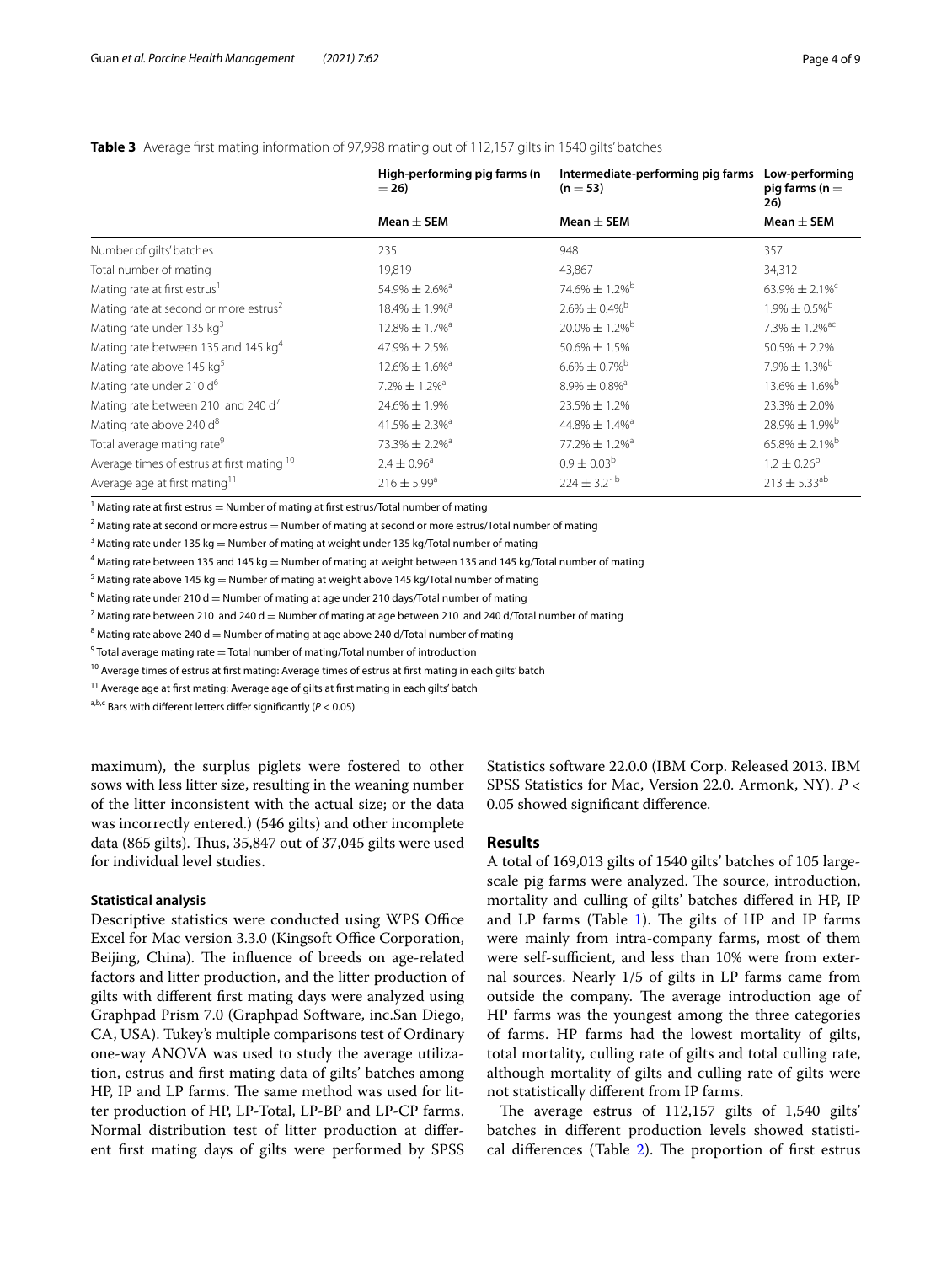**Table 3** Average first mating information of 97,998 mating out of 112,157 gilts in 1540 gilts' batches

| | High-performing pig farms (n = 26) | Intermediate-performing pig farms (n = 53) | Low-performing pig farms (n = 26) |
|---|---|---|---|
| | Mean ± SEM | Mean ± SEM | Mean ± SEM |
| Number of gilts' batches | 235 | 948 | 357 |
| Total number of mating | 19,819 | 43,867 | 34,312 |
| Mating rate at first estrus[1] | 54.9% ± 2.6%[a] | 74.6% ± 1.2%[b] | 63.9% ± 2.1%[c] |
| Mating rate at second or more estrus[2] | 18.4% ± 1.9%[a] | 2.6% ± 0.4%[b] | 1.9% ± 0.5%[b] |
| Mating rate under 135 kg[3] | 12.8% ± 1.7%[a] | 20.0% ± 1.2%[b] | 7.3% ± 1.2%[ac] |
| Mating rate between 135 and 145 kg[4] | 47.9% ± 2.5% | 50.6% ± 1.5% | 50.5% ± 2.2% |
| Mating rate above 145 kg[5] | 12.6% ± 1.6%[a] | 6.6% ± 0.7%[b] | 7.9% ± 1.3%[b] |
| Mating rate under 210 d[6] | 7.2% ± 1.2%[a] | 8.9% ± 0.8%[a] | 13.6% ± 1.6%[b] |
| Mating rate between 210 and 240 d[7] | 24.6% ± 1.9% | 23.5% ± 1.2% | 23.3% ± 2.0% |
| Mating rate above 240 d[8] | 41.5% ± 2.3%[a] | 44.8% ± 1.4%[a] | 28.9% ± 1.9%[b] |
| Total average mating rate[9] | 73.3% ± 2.2%[a] | 77.2% ± 1.2%[a] | 65.8% ± 2.1%[b] |
| Average times of estrus at first mating[10] | 2.4 ± 0.96[a] | 0.9 ± 0.03[b] | 1.2 ± 0.26[b] |
| Average age at first mating[11] | 216 ± 5.99[a] | 224 ± 3.21[b] | 213 ± 5.33[ab] |

[1] Mating rate at first estrus = Number of mating at first estrus/Total number of mating

[2] Mating rate at second or more estrus = Number of mating at second or more estrus/Total number of mating

[3] Mating rate under 135 kg = Number of mating at weight under 135 kg/Total number of mating

[4] Mating rate between 135 and 145 kg = Number of mating at weight between 135 and 145 kg/Total number of mating

[5] Mating rate above 145 kg = Number of mating at weight above 145 kg/Total number of mating

[6] Mating rate under 210 d = Number of mating at age under 210 days/Total number of mating

[7] Mating rate between 210 and 240 d = Number of mating at age between 210 and 240 d/Total number of mating

[8] Mating rate above 240 d = Number of mating at age above 240 d/Total number of mating

[9] Total average mating rate = Total number of mating/Total number of introduction

[10] Average times of estrus at first mating: Average times of estrus at first mating in each gilts' batch

[11] Average age at first mating: Average age of gilts at first mating in each gilts' batch

[a,b,c] Bars with different letters differ significantly ($P < 0.05$)

maximum), the surplus piglets were fostered to other sows with less litter size, resulting in the weaning number of the litter inconsistent with the actual size; or the data was incorrectly entered.) (546 gilts) and other incomplete data (865 gilts). Thus, 35,847 out of 37,045 gilts were used for individual level studies.

### Statistical analysis

Descriptive statistics were conducted using WPS Office Excel for Mac version 3.3.0 (Kingsoft Office Corporation, Beijing, China). The influence of breeds on age-related factors and litter production, and the litter production of gilts with different first mating days were analyzed using Graphpad Prism 7.0 (Graphpad Software, inc.San Diego, CA, USA). Tukey's multiple comparisons test of Ordinary one-way ANOVA was used to study the average utilization, estrus and first mating data of gilts' batches among HP, IP and LP farms. The same method was used for litter production of HP, LP-Total, LP-BP and LP-CP farms. Normal distribution test of litter production at different first mating days of gilts were performed by SPSS Statistics software 22.0.0 (IBM Corp. Released 2013. IBM SPSS Statistics for Mac, Version 22.0. Armonk, NY). $P < 0.05$ showed significant difference.

## Results

A total of 169,013 gilts of 1540 gilts' batches of 105 large-scale pig farms were analyzed. The source, introduction, mortality and culling of gilts' batches differed in HP, IP and LP farms (Table 1). The gilts of HP and IP farms were mainly from intra-company farms, most of them were self-sufficient, and less than 10% were from external sources. Nearly 1/5 of gilts in LP farms came from outside the company. The average introduction age of HP farms was the youngest among the three categories of farms. HP farms had the lowest mortality of gilts, total mortality, culling rate of gilts and total culling rate, although mortality of gilts and culling rate of gilts were not statistically different from IP farms.

The average estrus of 112,157 gilts of 1,540 gilts' batches in different production levels showed statistical differences (Table 2). The proportion of first estrus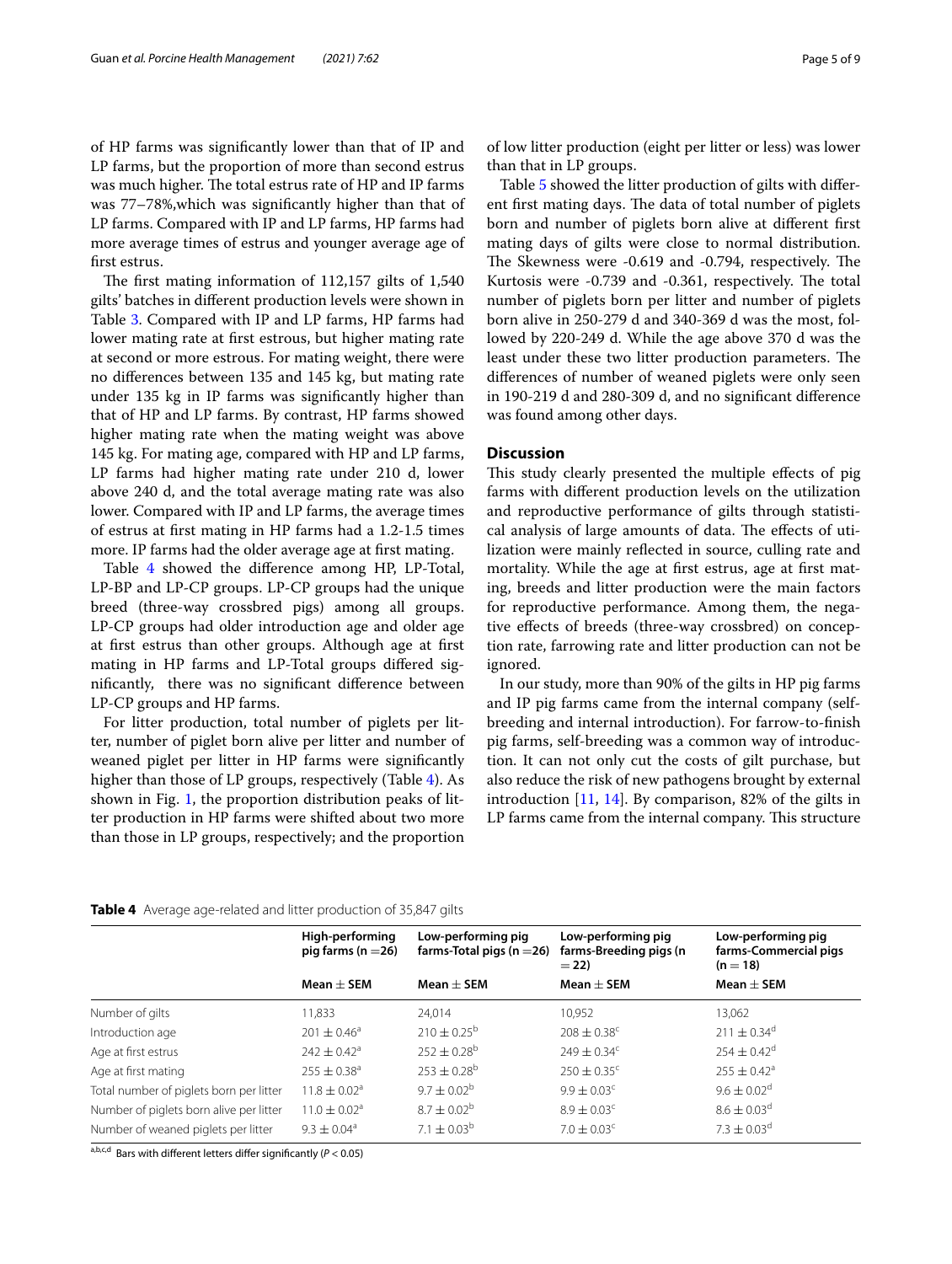of HP farms was significantly lower than that of IP and LP farms, but the proportion of more than second estrus was much higher. The total estrus rate of HP and IP farms was 77–78%,which was significantly higher than that of LP farms. Compared with IP and LP farms, HP farms had more average times of estrus and younger average age of first estrus.

The first mating information of 112,157 gilts of 1,540 gilts' batches in different production levels were shown in Table 3. Compared with IP and LP farms, HP farms had lower mating rate at first estrous, but higher mating rate at second or more estrous. For mating weight, there were no differences between 135 and 145 kg, but mating rate under 135 kg in IP farms was significantly higher than that of HP and LP farms. By contrast, HP farms showed higher mating rate when the mating weight was above 145 kg. For mating age, compared with HP and LP farms, LP farms had higher mating rate under 210 d, lower above 240 d, and the total average mating rate was also lower. Compared with IP and LP farms, the average times of estrus at first mating in HP farms had a 1.2-1.5 times more. IP farms had the older average age at first mating.

Table 4 showed the difference among HP, LP-Total, LP-BP and LP-CP groups. LP-CP groups had the unique breed (three-way crossbred pigs) among all groups. LP-CP groups had older introduction age and older age at first estrus than other groups. Although age at first mating in HP farms and LP-Total groups differed significantly, there was no significant difference between LP-CP groups and HP farms.

For litter production, total number of piglets per litter, number of piglet born alive per litter and number of weaned piglet per litter in HP farms were significantly higher than those of LP groups, respectively (Table 4). As shown in Fig. 1, the proportion distribution peaks of litter production in HP farms were shifted about two more than those in LP groups, respectively; and the proportion of low litter production (eight per litter or less) was lower than that in LP groups.

Table 5 showed the litter production of gilts with different first mating days. The data of total number of piglets born and number of piglets born alive at different first mating days of gilts were close to normal distribution. The Skewness were -0.619 and -0.794, respectively. The Kurtosis were -0.739 and -0.361, respectively. The total number of piglets born per litter and number of piglets born alive in 250-279 d and 340-369 d was the most, followed by 220-249 d. While the age above 370 d was the least under these two litter production parameters. The differences of number of weaned piglets were only seen in 190-219 d and 280-309 d, and no significant difference was found among other days.

## Discussion

This study clearly presented the multiple effects of pig farms with different production levels on the utilization and reproductive performance of gilts through statistical analysis of large amounts of data. The effects of utilization were mainly reflected in source, culling rate and mortality. While the age at first estrus, age at first mating, breeds and litter production were the main factors for reproductive performance. Among them, the negative effects of breeds (three-way crossbred) on conception rate, farrowing rate and litter production can not be ignored.

In our study, more than 90% of the gilts in HP pig farms and IP pig farms came from the internal company (self-breeding and internal introduction). For farrow-to-finish pig farms, self-breeding was a common way of introduction. It can not only cut the costs of gilt purchase, but also reduce the risk of new pathogens brought by external introduction [11, 14]. By comparison, 82% of the gilts in LP farms came from the internal company. This structure

**Table 4** Average age-related and litter production of 35,847 gilts

| | High-performing pig farms (n =26) | Low-performing pig farms-Total pigs (n =26) | Low-performing pig farms-Breeding pigs (n = 22) | Low-performing pig farms-Commercial pigs (n = 18) |
|---|---|---|---|---|
| | Mean ± SEM | Mean ± SEM | Mean ± SEM | Mean ± SEM |
| Number of gilts | 11,833 | 24,014 | 10,952 | 13,062 |
| Introduction age | $201 \pm 0.46^{a}$ | $210 \pm 0.25^{b}$ | $208 \pm 0.38^{c}$ | $211 \pm 0.34^{d}$ |
| Age at first estrus | $242 \pm 0.42^{a}$ | $252 \pm 0.28^{b}$ | $249 \pm 0.34^{c}$ | $254 \pm 0.42^{d}$ |
| Age at first mating | $255 \pm 0.38^{a}$ | $253 \pm 0.28^{b}$ | $250 \pm 0.35^{c}$ | $255 \pm 0.42^{a}$ |
| Total number of piglets born per litter | $11.8 \pm 0.02^{a}$ | $9.7 \pm 0.02^{b}$ | $9.9 \pm 0.03^{c}$ | $9.6 \pm 0.02^{d}$ |
| Number of piglets born alive per litter | $11.0 \pm 0.02^{a}$ | $8.7 \pm 0.02^{b}$ | $8.9 \pm 0.03^{c}$ | $8.6 \pm 0.03^{d}$ |
| Number of weaned piglets per litter | $9.3 \pm 0.04^{a}$ | $7.1 \pm 0.03^{b}$ | $7.0 \pm 0.03^{c}$ | $7.3 \pm 0.03^{d}$ |

[a,b,c,d] Bars with different letters differ significantly ($P < 0.05$)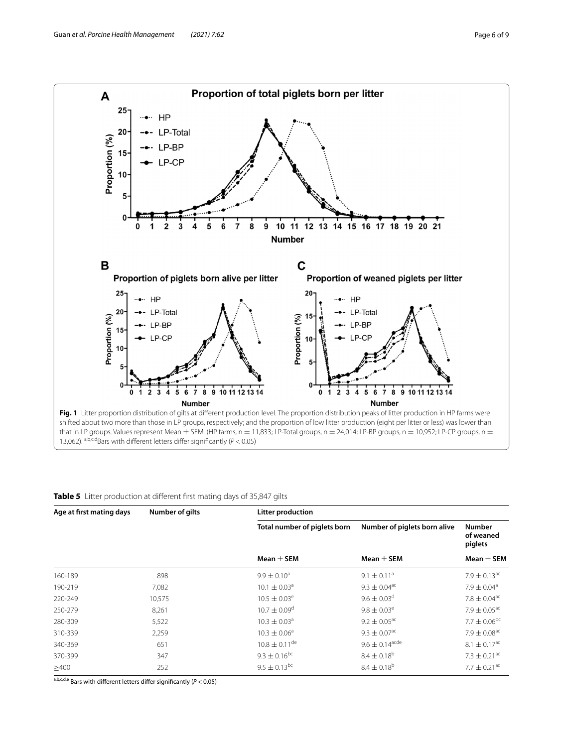**Fig. 1** Litter proportion distribution of gilts at different production level. The proportion distribution peaks of litter production in HP farms were shifted about two more than those in LP groups, respectively; and the proportion of low litter production (eight per litter or less) was lower than that in LP groups. Values represent Mean ± SEM. (HP farms, n = 11,833; LP-Total groups, n = 24,014; LP-BP groups, n = 10,952; LP-CP groups, n = 13,062). [a,b,c,d]Bars with different letters differ significantly ($P < 0.05$)

**Table 5** Litter production at different first mating days of 35,847 gilts

| Age at first mating days | Number of gilts | Litter production | | |
|---|---|---|---|---|
| | | Total number of piglets born | Number of piglets born alive | Number of weaned piglets |
| | | Mean ± SEM | Mean ± SEM | Mean ± SEM |
| 160-189 | 898 | $9.9 \pm 0.10^{a}$ | $9.1 \pm 0.11^{a}$ | $7.9 \pm 0.13^{ac}$ |
| 190-219 | 7,082 | $10.1 \pm 0.03^{a}$ | $9.3 \pm 0.04^{ac}$ | $7.9 \pm 0.04^{a}$ |
| 220-249 | 10,575 | $10.5 \pm 0.03^{e}$ | $9.6 \pm 0.03^{d}$ | $7.8 \pm 0.04^{ac}$ |
| 250-279 | 8,261 | $10.7 \pm 0.09^{d}$ | $9.8 \pm 0.03^{e}$ | $7.9 \pm 0.05^{ac}$ |
| 280-309 | 5,522 | $10.3 \pm 0.03^{a}$ | $9.2 \pm 0.05^{ac}$ | $7.7 \pm 0.06^{bc}$ |
| 310-339 | 2,259 | $10.3 \pm 0.06^{a}$ | $9.3 \pm 0.07^{ac}$ | $7.9 \pm 0.08^{ac}$ |
| 340-369 | 651 | $10.8 \pm 0.11^{de}$ | $9.6 \pm 0.14^{acde}$ | $8.1 \pm 0.17^{ac}$ |
| 370-399 | 347 | $9.3 \pm 0.16^{bc}$ | $8.4 \pm 0.18^{b}$ | $7.3 \pm 0.21^{ac}$ |
| ≥400 | 252 | $9.5 \pm 0.13^{bc}$ | $8.4 \pm 0.18^{b}$ | $7.7 \pm 0.21^{ac}$ |

[a,b,c,d,e] Bars with different letters differ significantly ($P < 0.05$)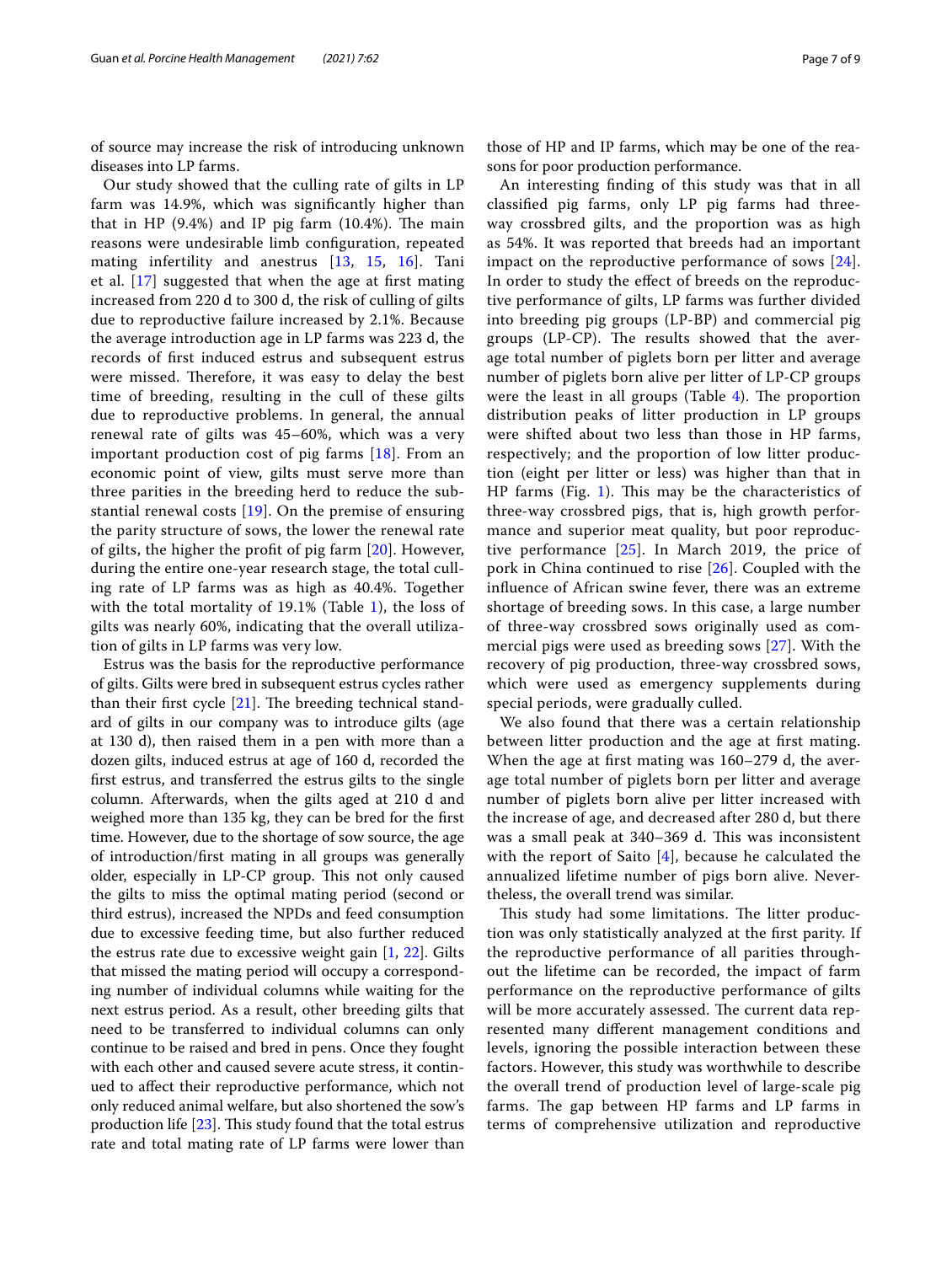of source may increase the risk of introducing unknown diseases into LP farms.

Our study showed that the culling rate of gilts in LP farm was 14.9%, which was significantly higher than that in HP (9.4%) and IP pig farm (10.4%). The main reasons were undesirable limb configuration, repeated mating infertility and anestrus [13, 15, 16]. Tani et al. [17] suggested that when the age at first mating increased from 220 d to 300 d, the risk of culling of gilts due to reproductive failure increased by 2.1%. Because the average introduction age in LP farms was 223 d, the records of first induced estrus and subsequent estrus were missed. Therefore, it was easy to delay the best time of breeding, resulting in the cull of these gilts due to reproductive problems. In general, the annual renewal rate of gilts was 45–60%, which was a very important production cost of pig farms [18]. From an economic point of view, gilts must serve more than three parities in the breeding herd to reduce the substantial renewal costs [19]. On the premise of ensuring the parity structure of sows, the lower the renewal rate of gilts, the higher the profit of pig farm [20]. However, during the entire one-year research stage, the total culling rate of LP farms was as high as 40.4%. Together with the total mortality of 19.1% (Table 1), the loss of gilts was nearly 60%, indicating that the overall utilization of gilts in LP farms was very low.

Estrus was the basis for the reproductive performance of gilts. Gilts were bred in subsequent estrus cycles rather than their first cycle [21]. The breeding technical standard of gilts in our company was to introduce gilts (age at 130 d), then raised them in a pen with more than a dozen gilts, induced estrus at age of 160 d, recorded the first estrus, and transferred the estrus gilts to the single column. Afterwards, when the gilts aged at 210 d and weighed more than 135 kg, they can be bred for the first time. However, due to the shortage of sow source, the age of introduction/first mating in all groups was generally older, especially in LP-CP group. This not only caused the gilts to miss the optimal mating period (second or third estrus), increased the NPDs and feed consumption due to excessive feeding time, but also further reduced the estrus rate due to excessive weight gain [1, 22]. Gilts that missed the mating period will occupy a corresponding number of individual columns while waiting for the next estrus period. As a result, other breeding gilts that need to be transferred to individual columns can only continue to be raised and bred in pens. Once they fought with each other and caused severe acute stress, it continued to affect their reproductive performance, which not only reduced animal welfare, but also shortened the sow's production life [23]. This study found that the total estrus rate and total mating rate of LP farms were lower than those of HP and IP farms, which may be one of the reasons for poor production performance.

An interesting finding of this study was that in all classified pig farms, only LP pig farms had three-way crossbred gilts, and the proportion was as high as 54%. It was reported that breeds had an important impact on the reproductive performance of sows [24]. In order to study the effect of breeds on the reproductive performance of gilts, LP farms was further divided into breeding pig groups (LP-BP) and commercial pig groups (LP-CP). The results showed that the average total number of piglets born per litter and average number of piglets born alive per litter of LP-CP groups were the least in all groups (Table 4). The proportion distribution peaks of litter production in LP groups were shifted about two less than those in HP farms, respectively; and the proportion of low litter production (eight per litter or less) was higher than that in HP farms (Fig. 1). This may be the characteristics of three-way crossbred pigs, that is, high growth performance and superior meat quality, but poor reproductive performance [25]. In March 2019, the price of pork in China continued to rise [26]. Coupled with the influence of African swine fever, there was an extreme shortage of breeding sows. In this case, a large number of three-way crossbred sows originally used as commercial pigs were used as breeding sows [27]. With the recovery of pig production, three-way crossbred sows, which were used as emergency supplements during special periods, were gradually culled.

We also found that there was a certain relationship between litter production and the age at first mating. When the age at first mating was 160–279 d, the average total number of piglets born per litter and average number of piglets born alive per litter increased with the increase of age, and decreased after 280 d, but there was a small peak at 340–369 d. This was inconsistent with the report of Saito [4], because he calculated the annualized lifetime number of pigs born alive. Nevertheless, the overall trend was similar.

This study had some limitations. The litter production was only statistically analyzed at the first parity. If the reproductive performance of all parities throughout the lifetime can be recorded, the impact of farm performance on the reproductive performance of gilts will be more accurately assessed. The current data represented many different management conditions and levels, ignoring the possible interaction between these factors. However, this study was worthwhile to describe the overall trend of production level of large-scale pig farms. The gap between HP farms and LP farms in terms of comprehensive utilization and reproductive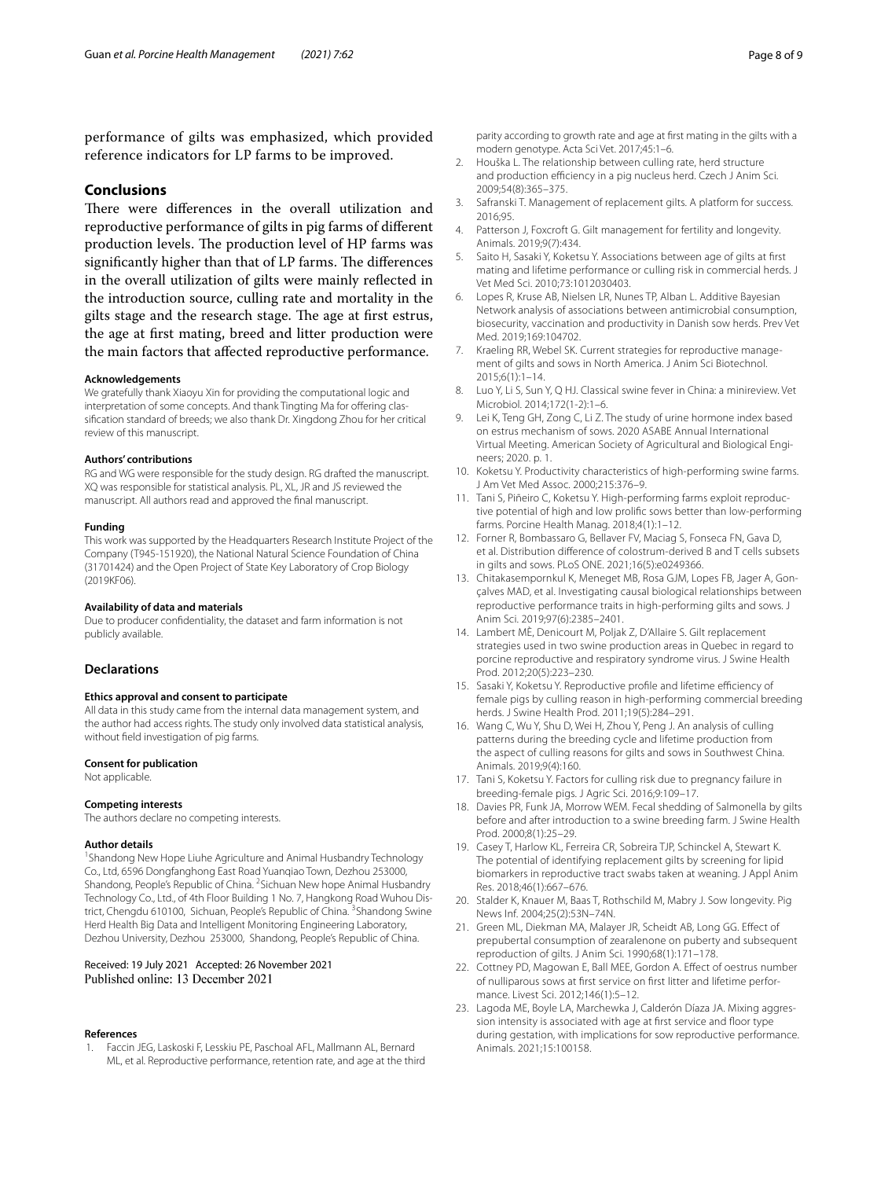performance of gilts was emphasized, which provided reference indicators for LP farms to be improved.

## Conclusions

There were differences in the overall utilization and reproductive performance of gilts in pig farms of different production levels. The production level of HP farms was significantly higher than that of LP farms. The differences in the overall utilization of gilts were mainly reflected in the introduction source, culling rate and mortality in the gilts stage and the research stage. The age at first estrus, the age at first mating, breed and litter production were the main factors that affected reproductive performance.

#### Acknowledgements

We gratefully thank Xiaoyu Xin for providing the computational logic and interpretation of some concepts. And thank Tingting Ma for offering classification standard of breeds; we also thank Dr. Xingdong Zhou for her critical review of this manuscript.

#### Authors' contributions

RG and WG were responsible for the study design. RG drafted the manuscript. XQ was responsible for statistical analysis. PL, XL, JR and JS reviewed the manuscript. All authors read and approved the final manuscript.

#### Funding

This work was supported by the Headquarters Research Institute Project of the Company (T945-151920), the National Natural Science Foundation of China (31701424) and the Open Project of State Key Laboratory of Crop Biology (2019KF06).

#### Availability of data and materials

Due to producer confidentiality, the dataset and farm information is not publicly available.

### Declarations

#### Ethics approval and consent to participate

All data in this study came from the internal data management system, and the author had access rights. The study only involved data statistical analysis, without field investigation of pig farms.

#### Consent for publication

Not applicable.

#### Competing interests

The authors declare no competing interests.

#### Author details

[1]Shandong New Hope Liuhe Agriculture and Animal Husbandry Technology Co., Ltd, 6596 Dongfanghong East Road Yuanqiao Town, Dezhou 253000, Shandong, People's Republic of China. [2]Sichuan New hope Animal Husbandry Technology Co., Ltd., of 4th Floor Building 1 No. 7, Hangkong Road Wuhou District, Chengdu 610100, Sichuan, People's Republic of China. [3]Shandong Swine Herd Health Big Data and Intelligent Monitoring Engineering Laboratory, Dezhou University, Dezhou 253000, Shandong, People's Republic of China.

Received: 19 July 2021 Accepted: 26 November 2021
Published online: 13 December 2021

#### References

1. Faccin JEG, Laskoski F, Lesskiu PE, Paschoal AFL, Mallmann AL, Bernard ML, et al. Reproductive performance, retention rate, and age at the third parity according to growth rate and age at first mating in the gilts with a modern genotype. Acta Sci Vet. 2017;45:1–6.
2. Houška L. The relationship between culling rate, herd structure and production efficiency in a pig nucleus herd. Czech J Anim Sci. 2009;54(8):365–375.
3. Safranski T. Management of replacement gilts. A platform for success. 2016;95.
4. Patterson J, Foxcroft G. Gilt management for fertility and longevity. Animals. 2019;9(7):434.
5. Saito H, Sasaki Y, Koketsu Y. Associations between age of gilts at first mating and lifetime performance or culling risk in commercial herds. J Vet Med Sci. 2010;73:1012030403.
6. Lopes R, Kruse AB, Nielsen LR, Nunes TP, Alban L. Additive Bayesian Network analysis of associations between antimicrobial consumption, biosecurity, vaccination and productivity in Danish sow herds. Prev Vet Med. 2019;169:104702.
7. Kraeling RR, Webel SK. Current strategies for reproductive management of gilts and sows in North America. J Anim Sci Biotechnol. 2015;6(1):1–14.
8. Luo Y, Li S, Sun Y, Q HJ. Classical swine fever in China: a minireview. Vet Microbiol. 2014;172(1-2):1–6.
9. Lei K, Teng GH, Zong C, Li Z. The study of urine hormone index based on estrus mechanism of sows. 2020 ASABE Annual International Virtual Meeting. American Society of Agricultural and Biological Engineers; 2020. p. 1.
10. Koketsu Y. Productivity characteristics of high-performing swine farms. J Am Vet Med Assoc. 2000;215:376–9.
11. Tani S, Piñeiro C, Koketsu Y. High-performing farms exploit reproductive potential of high and low prolific sows better than low-performing farms. Porcine Health Manag. 2018;4(1):1–12.
12. Forner R, Bombassaro G, Bellaver FV, Maciag S, Fonseca FN, Gava D, et al. Distribution difference of colostrum-derived B and T cells subsets in gilts and sows. PLoS ONE. 2021;16(5):e0249366.
13. Chitakasempornkul K, Meneget MB, Rosa GJM, Lopes FB, Jager A, Gonçalves MAD, et al. Investigating causal biological relationships between reproductive performance traits in high-performing gilts and sows. J Anim Sci. 2019;97(6):2385–2401.
14. Lambert MÈ, Denicourt M, Poljak Z, D'Allaire S. Gilt replacement strategies used in two swine production areas in Quebec in regard to porcine reproductive and respiratory syndrome virus. J Swine Health Prod. 2012;20(5):223–230.
15. Sasaki Y, Koketsu Y. Reproductive profile and lifetime efficiency of female pigs by culling reason in high-performing commercial breeding herds. J Swine Health Prod. 2011;19(5):284–291.
16. Wang C, Wu Y, Shu D, Wei H, Zhou Y, Peng J. An analysis of culling patterns during the breeding cycle and lifetime production from the aspect of culling reasons for gilts and sows in Southwest China. Animals. 2019;9(4):160.
17. Tani S, Koketsu Y. Factors for culling risk due to pregnancy failure in breeding-female pigs. J Agric Sci. 2016;9:109–17.
18. Davies PR, Funk JA, Morrow WEM. Fecal shedding of Salmonella by gilts before and after introduction to a swine breeding farm. J Swine Health Prod. 2000;8(1):25–29.
19. Casey T, Harlow KL, Ferreira CR, Sobreira TJP, Schinckel A, Stewart K. The potential of identifying replacement gilts by screening for lipid biomarkers in reproductive tract swabs taken at weaning. J Appl Anim Res. 2018;46(1):667–676.
20. Stalder K, Knauer M, Baas T, Rothschild M, Mabry J. Sow longevity. Pig News Inf. 2004;25(2):53N–74N.
21. Green ML, Diekman MA, Malayer JR, Scheidt AB, Long GG. Effect of prepubertal consumption of zearalenone on puberty and subsequent reproduction of gilts. J Anim Sci. 1990;68(1):171–178.
22. Cottney PD, Magowan E, Ball MEE, Gordon A. Effect of oestrus number of nulliparous sows at first service on first litter and lifetime performance. Livest Sci. 2012;146(1):5–12.
23. Lagoda ME, Boyle LA, Marchewka J, Calderón Díaza JA. Mixing aggression intensity is associated with age at first service and floor type during gestation, with implications for sow reproductive performance. Animals. 2021;15:100158.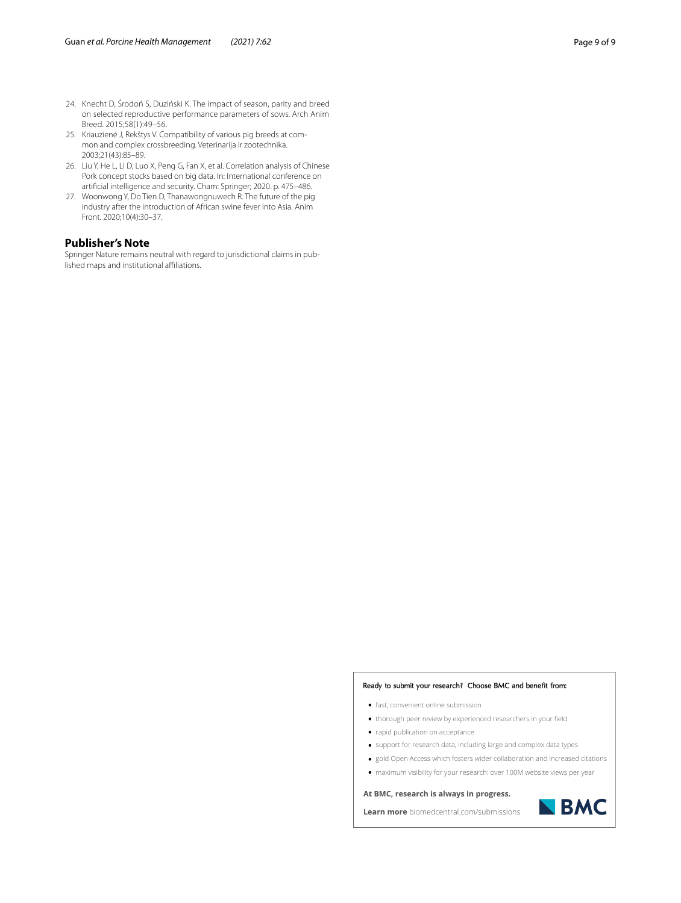24. Knecht D, Środoń S, Duziński K. The impact of season, parity and breed on selected reproductive performance parameters of sows. Arch Anim Breed. 2015;58(1):49–56.
25. Kriauzienė J, Rekštys V. Compatibility of various pig breeds at common and complex crossbreeding. Veterinarija ir zootechnika. 2003;21(43):85–89.
26. Liu Y, He L, Li D, Luo X, Peng G, Fan X, et al. Correlation analysis of Chinese Pork concept stocks based on big data. In: International conference on artificial intelligence and security. Cham: Springer; 2020. p. 475–486.
27. Woonwong Y, Do Tien D, Thanawongnuwech R. The future of the pig industry after the introduction of African swine fever into Asia. Anim Front. 2020;10(4):30–37.

## Publisher's Note

Springer Nature remains neutral with regard to jurisdictional claims in published maps and institutional affiliations.

Ready to submit your research? Choose BMC and benefit from:

- fast, convenient online submission
- thorough peer review by experienced researchers in your field
- rapid publication on acceptance
- support for research data, including large and complex data types
- gold Open Access which fosters wider collaboration and increased citations
- maximum visibility for your research: over 100M website views per year

**At BMC, research is always in progress.**

**Learn more** biomedcentral.com/submissions

BMC